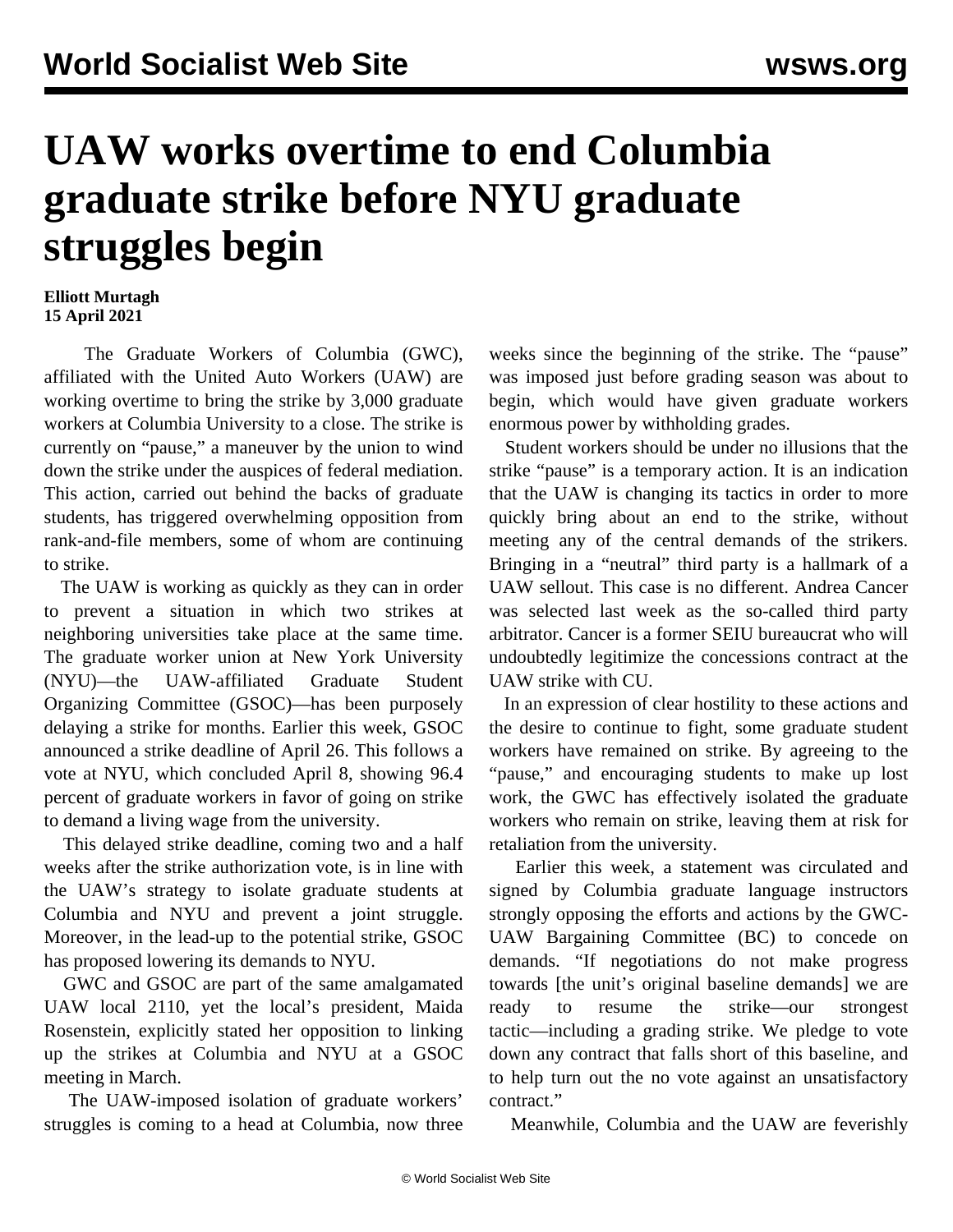# UAW works overtime to end Columbia graduate strike before NYU graduate struggles begin

**Elliott Murtagh**
**15 April 2021**

The Graduate Workers of Columbia (GWC), affiliated with the United Auto Workers (UAW) are working overtime to bring the strike by 3,000 graduate workers at Columbia University to a close. The strike is currently on "pause," a maneuver by the union to wind down the strike under the auspices of federal mediation. This action, carried out behind the backs of graduate students, has triggered overwhelming opposition from rank-and-file members, some of whom are continuing to strike.

The UAW is working as quickly as they can in order to prevent a situation in which two strikes at neighboring universities take place at the same time. The graduate worker union at New York University (NYU)—the UAW-affiliated Graduate Student Organizing Committee (GSOC)—has been purposely delaying a strike for months. Earlier this week, GSOC announced a strike deadline of April 26. This follows a vote at NYU, which concluded April 8, showing 96.4 percent of graduate workers in favor of going on strike to demand a living wage from the university.

This delayed strike deadline, coming two and a half weeks after the strike authorization vote, is in line with the UAW's strategy to isolate graduate students at Columbia and NYU and prevent a joint struggle. Moreover, in the lead-up to the potential strike, GSOC has proposed lowering its demands to NYU.

GWC and GSOC are part of the same amalgamated UAW local 2110, yet the local's president, Maida Rosenstein, explicitly stated her opposition to linking up the strikes at Columbia and NYU at a GSOC meeting in March.

The UAW-imposed isolation of graduate workers' struggles is coming to a head at Columbia, now three weeks since the beginning of the strike. The "pause" was imposed just before grading season was about to begin, which would have given graduate workers enormous power by withholding grades.

Student workers should be under no illusions that the strike "pause" is a temporary action. It is an indication that the UAW is changing its tactics in order to more quickly bring about an end to the strike, without meeting any of the central demands of the strikers. Bringing in a "neutral" third party is a hallmark of a UAW sellout. This case is no different. Andrea Cancer was selected last week as the so-called third party arbitrator. Cancer is a former SEIU bureaucrat who will undoubtedly legitimize the concessions contract at the UAW strike with CU.

In an expression of clear hostility to these actions and the desire to continue to fight, some graduate student workers have remained on strike. By agreeing to the "pause," and encouraging students to make up lost work, the GWC has effectively isolated the graduate workers who remain on strike, leaving them at risk for retaliation from the university.

Earlier this week, a statement was circulated and signed by Columbia graduate language instructors strongly opposing the efforts and actions by the GWC-UAW Bargaining Committee (BC) to concede on demands. "If negotiations do not make progress towards [the unit's original baseline demands] we are ready to resume the strike—our strongest tactic—including a grading strike. We pledge to vote down any contract that falls short of this baseline, and to help turn out the no vote against an unsatisfactory contract."

Meanwhile, Columbia and the UAW are feverishly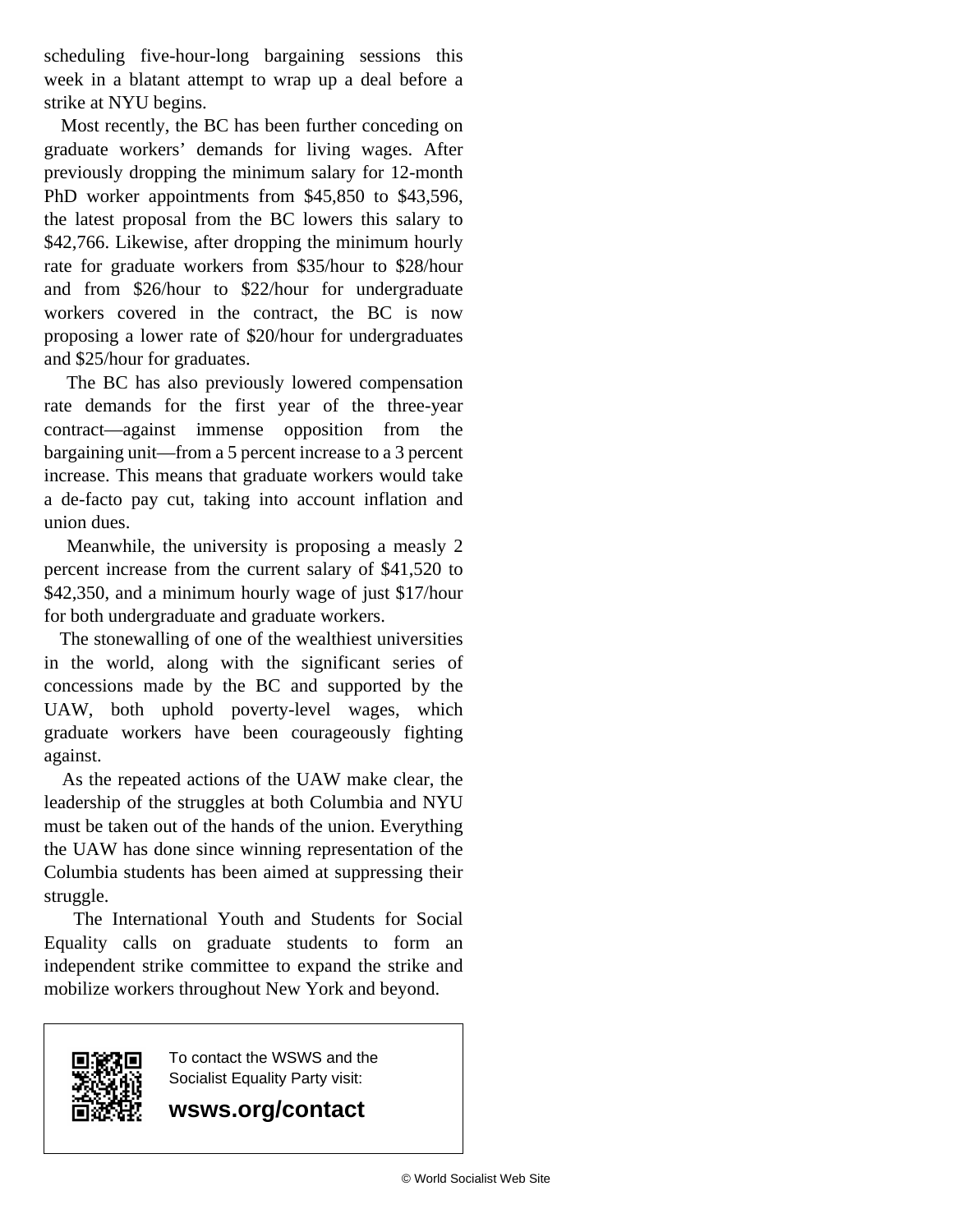scheduling five-hour-long bargaining sessions this week in a blatant attempt to wrap up a deal before a strike at NYU begins.

Most recently, the BC has been further conceding on graduate workers' demands for living wages. After previously dropping the minimum salary for 12-month PhD worker appointments from $45,850 to $43,596, the latest proposal from the BC lowers this salary to $42,766. Likewise, after dropping the minimum hourly rate for graduate workers from $35/hour to $28/hour and from $26/hour to $22/hour for undergraduate workers covered in the contract, the BC is now proposing a lower rate of $20/hour for undergraduates and $25/hour for graduates.

The BC has also previously lowered compensation rate demands for the first year of the three-year contract—against immense opposition from the bargaining unit—from a 5 percent increase to a 3 percent increase. This means that graduate workers would take a de-facto pay cut, taking into account inflation and union dues.

Meanwhile, the university is proposing a measly 2 percent increase from the current salary of $41,520 to $42,350, and a minimum hourly wage of just $17/hour for both undergraduate and graduate workers.

The stonewalling of one of the wealthiest universities in the world, along with the significant series of concessions made by the BC and supported by the UAW, both uphold poverty-level wages, which graduate workers have been courageously fighting against.

As the repeated actions of the UAW make clear, the leadership of the struggles at both Columbia and NYU must be taken out of the hands of the union. Everything the UAW has done since winning representation of the Columbia students has been aimed at suppressing their struggle.

The International Youth and Students for Social Equality calls on graduate students to form an independent strike committee to expand the strike and mobilize workers throughout New York and beyond.

To contact the WSWS and the Socialist Equality Party visit:

**wsws.org/contact**

© World Socialist Web Site